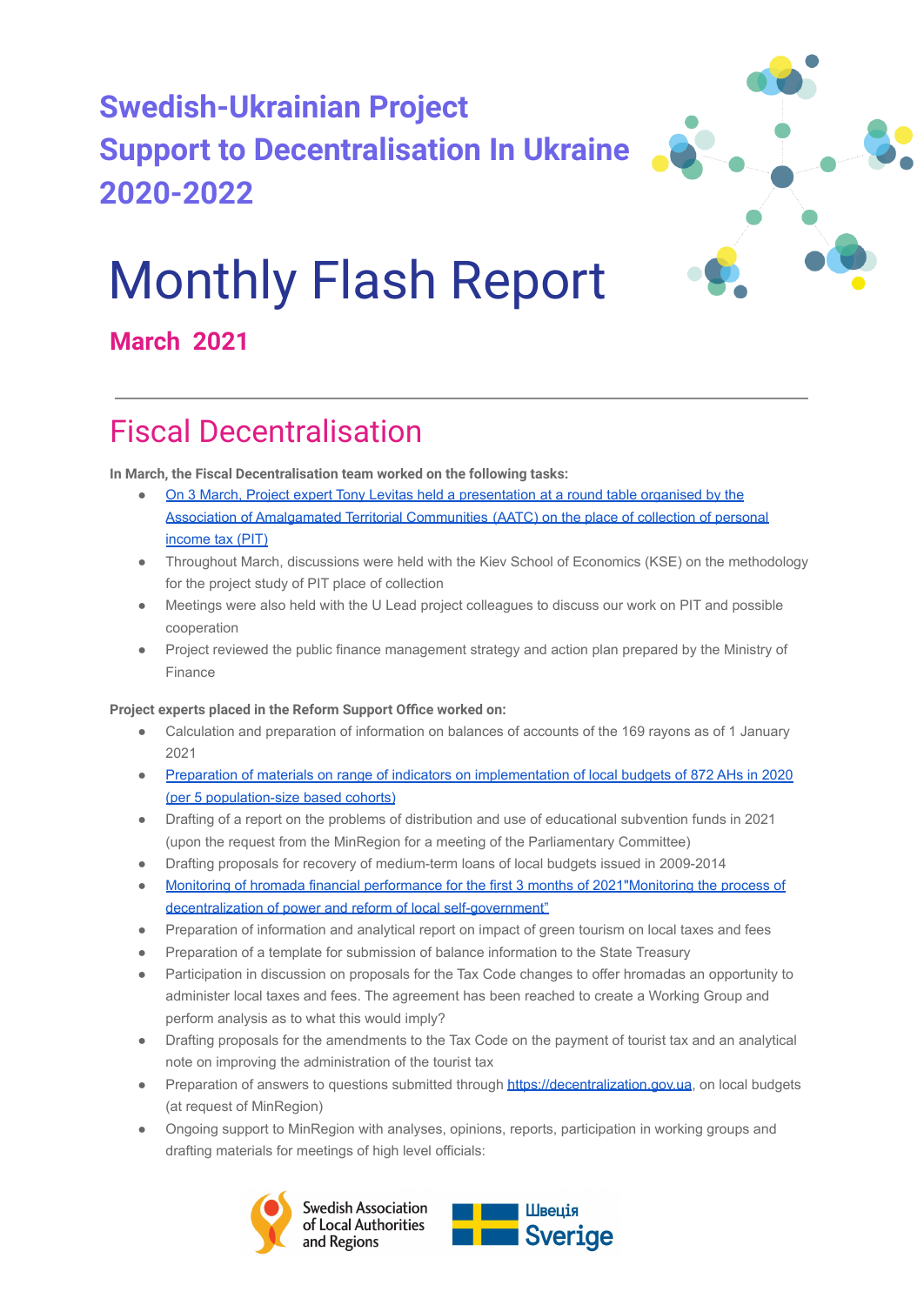# Swedish-Ukrainian Project
# Support to Decentralisation In Ukraine
# 2020-2022

# Monthly Flash Report

**March 2021**

---

## Fiscal Decentralisation

**In March, the Fiscal Decentralisation team worked on the following tasks:**

- On 3 March, Project expert Tony Levitas held a presentation at a round table organised by the Association of Amalgamated Territorial Communities (AATC) on the place of collection of personal income tax (PIT)
- Throughout March, discussions were held with the Kiev School of Economics (KSE) on the methodology for the project study of PIT place of collection
- Meetings were also held with the U Lead project colleagues to discuss our work on PIT and possible cooperation
- Project reviewed the public finance management strategy and action plan prepared by the Ministry of Finance

**Project experts placed in the Reform Support Office worked on:**

- Calculation and preparation of information on balances of accounts of the 169 rayons as of 1 January 2021
- Preparation of materials on range of indicators on implementation of local budgets of 872 AHs in 2020 (per 5 population-size based cohorts)
- Drafting of a report on the problems of distribution and use of educational subvention funds in 2021 (upon the request from the MinRegion for a meeting of the Parliamentary Committee)
- Drafting proposals for recovery of medium-term loans of local budgets issued in 2009-2014
- Monitoring of hromada financial performance for the first 3 months of 2021"Monitoring the process of decentralization of power and reform of local self-government"
- Preparation of information and analytical report on impact of green tourism on local taxes and fees
- Preparation of a template for submission of balance information to the State Treasury
- Participation in discussion on proposals for the Tax Code changes to offer hromadas an opportunity to administer local taxes and fees. The agreement has been reached to create a Working Group and perform analysis as to what this would imply?
- Drafting proposals for the amendments to the Tax Code on the payment of tourist tax and an analytical note on improving the administration of the tourist tax
- Preparation of answers to questions submitted through https://decentralization.gov.ua, on local budgets (at request of MinRegion)
- Ongoing support to MinRegion with analyses, opinions, reports, participation in working groups and drafting materials for meetings of high level officials: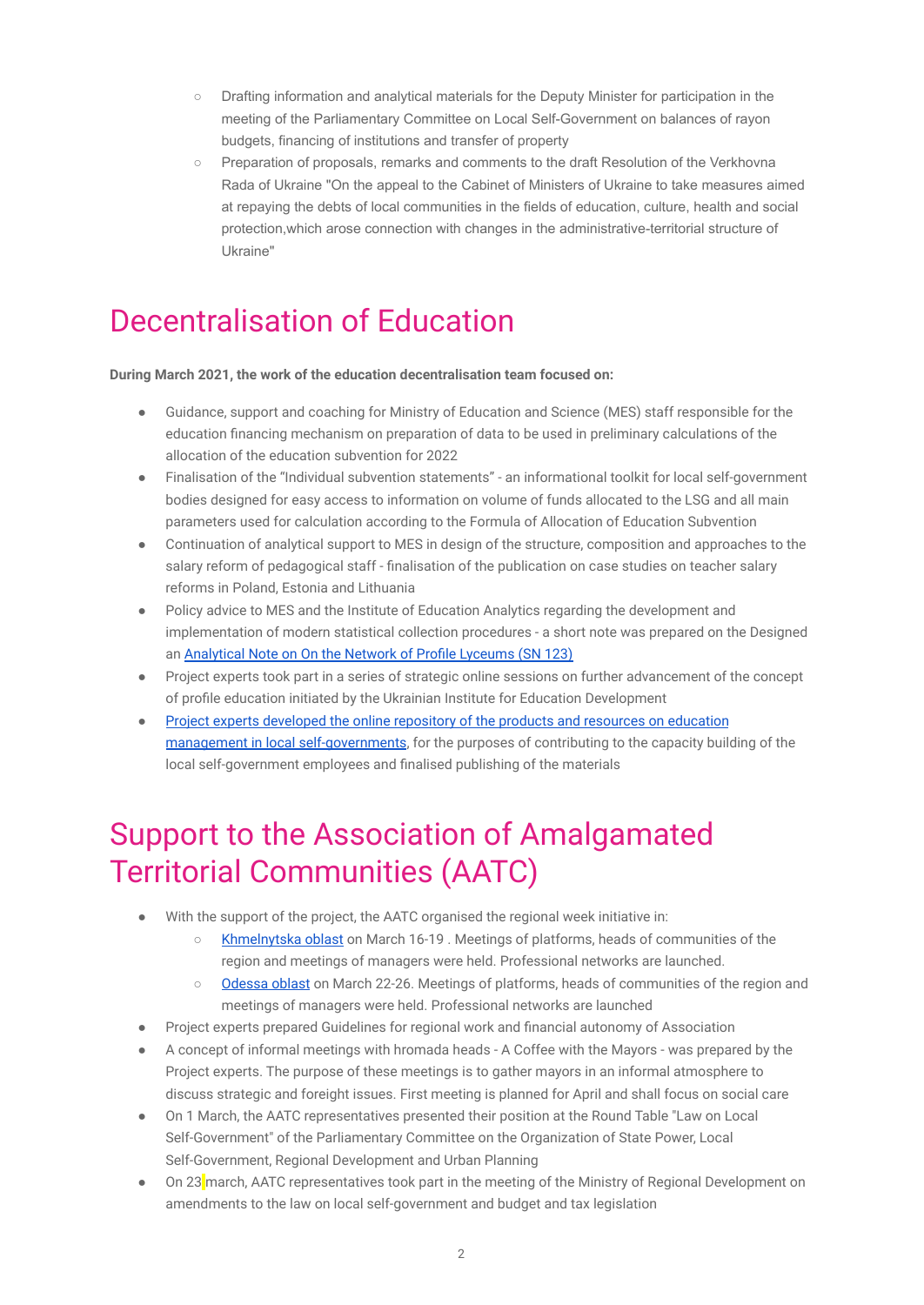- Drafting information and analytical materials for the Deputy Minister for participation in the meeting of the Parliamentary Committee on Local Self-Government on balances of rayon budgets, financing of institutions and transfer of property
- Preparation of proposals, remarks and comments to the draft Resolution of the Verkhovna Rada of Ukraine "On the appeal to the Cabinet of Ministers of Ukraine to take measures aimed at repaying the debts of local communities in the fields of education, culture, health and social protection,which arose connection with changes in the administrative-territorial structure of Ukraine"

# Decentralisation of Education

**During March 2021, the work of the education decentralisation team focused on:**

- Guidance, support and coaching for Ministry of Education and Science (MES) staff responsible for the education financing mechanism on preparation of data to be used in preliminary calculations of the allocation of the education subvention for 2022
- Finalisation of the "Individual subvention statements" - an informational toolkit for local self-government bodies designed for easy access to information on volume of funds allocated to the LSG and all main parameters used for calculation according to the Formula of Allocation of Education Subvention
- Continuation of analytical support to MES in design of the structure, composition and approaches to the salary reform of pedagogical staff - finalisation of the publication on case studies on teacher salary reforms in Poland, Estonia and Lithuania
- Policy advice to MES and the Institute of Education Analytics regarding the development and implementation of modern statistical collection procedures - a short note was prepared on the Designed an Analytical Note on On the Network of Profile Lyceums (SN 123)
- Project experts took part in a series of strategic online sessions on further advancement of the concept of profile education initiated by the Ukrainian Institute for Education Development
- Project experts developed the online repository of the products and resources on education management in local self-governments, for the purposes of contributing to the capacity building of the local self-government employees and finalised publishing of the materials

# Support to the Association of Amalgamated Territorial Communities (AATC)

- With the support of the project, the AATC organised the regional week initiative in:
  - Khmelnytska oblast on March 16-19 . Meetings of platforms, heads of communities of the region and meetings of managers were held. Professional networks are launched.
  - Odessa oblast on March 22-26. Meetings of platforms, heads of communities of the region and meetings of managers were held. Professional networks are launched
- Project experts prepared Guidelines for regional work and financial autonomy of Association
- A concept of informal meetings with hromada heads - A Coffee with the Mayors - was prepared by the Project experts. The purpose of these meetings is to gather mayors in an informal atmosphere to discuss strategic and foreight issues. First meeting is planned for April and shall focus on social care
- On 1 March, the AATC representatives presented their position at the Round Table "Law on Local Self-Government" of the Parliamentary Committee on the Organization of State Power, Local Self-Government, Regional Development and Urban Planning
- On 23 march, AATC representatives took part in the meeting of the Ministry of Regional Development on amendments to the law on local self-government and budget and tax legislation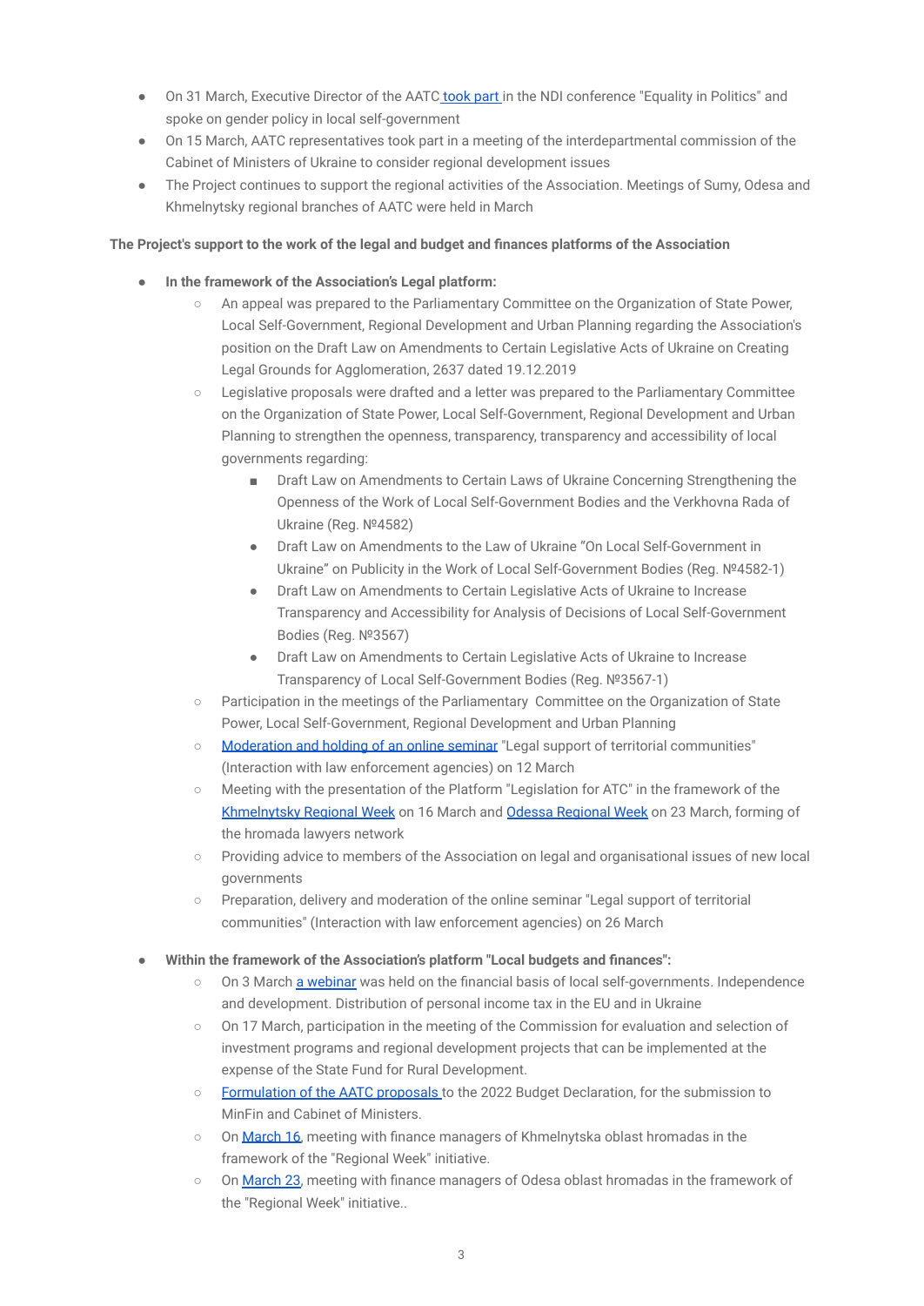- On 31 March, Executive Director of the AATC took part in the NDI conference "Equality in Politics" and spoke on gender policy in local self-government
- On 15 March, AATC representatives took part in a meeting of the interdepartmental commission of the Cabinet of Ministers of Ukraine to consider regional development issues
- The Project continues to support the regional activities of the Association. Meetings of Sumy, Odesa and Khmelnytsky regional branches of AATC were held in March

**The Project's support to the work of the legal and budget and finances platforms of the Association**

- **In the framework of the Association's Legal platform:**
  - An appeal was prepared to the Parliamentary Committee on the Organization of State Power, Local Self-Government, Regional Development and Urban Planning regarding the Association's position on the Draft Law on Amendments to Certain Legislative Acts of Ukraine on Creating Legal Grounds for Agglomeration, 2637 dated 19.12.2019
  - Legislative proposals were drafted and a letter was prepared to the Parliamentary Committee on the Organization of State Power, Local Self-Government, Regional Development and Urban Planning to strengthen the openness, transparency, transparency and accessibility of local governments regarding:
    - Draft Law on Amendments to Certain Laws of Ukraine Concerning Strengthening the Openness of the Work of Local Self-Government Bodies and the Verkhovna Rada of Ukraine (Reg. №4582)
    - Draft Law on Amendments to the Law of Ukraine "On Local Self-Government in Ukraine" on Publicity in the Work of Local Self-Government Bodies (Reg. №4582-1)
    - Draft Law on Amendments to Certain Legislative Acts of Ukraine to Increase Transparency and Accessibility for Analysis of Decisions of Local Self-Government Bodies (Reg. №3567)
    - Draft Law on Amendments to Certain Legislative Acts of Ukraine to Increase Transparency of Local Self-Government Bodies (Reg. №3567-1)
  - Participation in the meetings of the Parliamentary Committee on the Organization of State Power, Local Self-Government, Regional Development and Urban Planning
  - Moderation and holding of an online seminar "Legal support of territorial communities" (Interaction with law enforcement agencies) on 12 March
  - Meeting with the presentation of the Platform "Legislation for ATC" in the framework of the Khmelnytsky Regional Week on 16 March and Odessa Regional Week on 23 March, forming of the hromada lawyers network
  - Providing advice to members of the Association on legal and organisational issues of new local governments
  - Preparation, delivery and moderation of the online seminar "Legal support of territorial communities" (Interaction with law enforcement agencies) on 26 March

- **Within the framework of the Association's platform "Local budgets and finances":**
  - On 3 March a webinar was held on the financial basis of local self-governments. Independence and development. Distribution of personal income tax in the EU and in Ukraine
  - On 17 March, participation in the meeting of the Commission for evaluation and selection of investment programs and regional development projects that can be implemented at the expense of the State Fund for Rural Development.
  - Formulation of the AATC proposals to the 2022 Budget Declaration, for the submission to MinFin and Cabinet of Ministers.
  - On March 16, meeting with finance managers of Khmelnytska oblast hromadas in the framework of the "Regional Week" initiative.
  - On March 23, meeting with finance managers of Odesa oblast hromadas in the framework of the "Regional Week" initiative..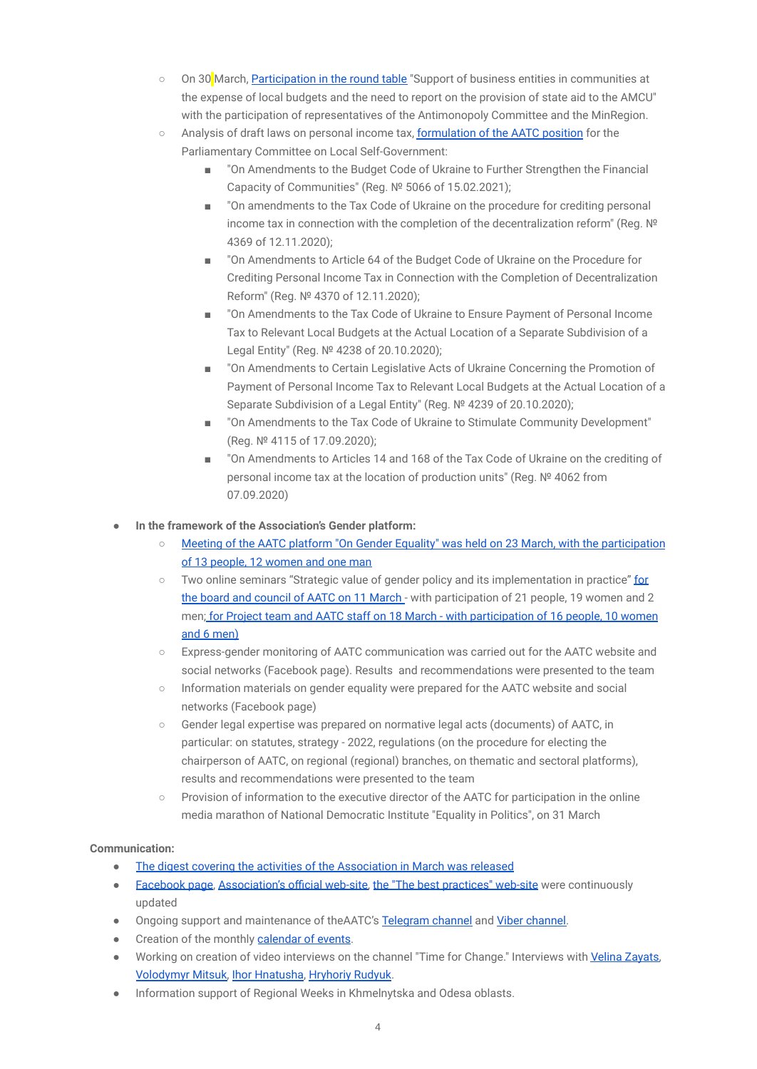- On 30 March, Participation in the round table "Support of business entities in communities at the expense of local budgets and the need to report on the provision of state aid to the AMCU" with the participation of representatives of the Antimonopoly Committee and the MinRegion.
    - Analysis of draft laws on personal income tax, formulation of the AATC position for the Parliamentary Committee on Local Self-Government:
        - "On Amendments to the Budget Code of Ukraine to Further Strengthen the Financial Capacity of Communities" (Reg. № 5066 of 15.02.2021);
        - "On amendments to the Tax Code of Ukraine on the procedure for crediting personal income tax in connection with the completion of the decentralization reform" (Reg. № 4369 of 12.11.2020);
        - "On Amendments to Article 64 of the Budget Code of Ukraine on the Procedure for Crediting Personal Income Tax in Connection with the Completion of Decentralization Reform" (Reg. № 4370 of 12.11.2020);
        - "On Amendments to the Tax Code of Ukraine to Ensure Payment of Personal Income Tax to Relevant Local Budgets at the Actual Location of a Separate Subdivision of a Legal Entity" (Reg. № 4238 of 20.10.2020);
        - "On Amendments to Certain Legislative Acts of Ukraine Concerning the Promotion of Payment of Personal Income Tax to Relevant Local Budgets at the Actual Location of a Separate Subdivision of a Legal Entity" (Reg. № 4239 of 20.10.2020);
        - "On Amendments to the Tax Code of Ukraine to Stimulate Community Development" (Reg. № 4115 of 17.09.2020);
        - "On Amendments to Articles 14 and 168 of the Tax Code of Ukraine on the crediting of personal income tax at the location of production units" (Reg. № 4062 from 07.09.2020)

- **In the framework of the Association's Gender platform:**
    - Meeting of the AATC platform "On Gender Equality" was held on 23 March, with the participation of 13 people, 12 women and one man
    - Two online seminars "Strategic value of gender policy and its implementation in practice" for the board and council of AATC on 11 March - with participation of 21 people, 19 women and 2 men; for Project team and AATC staff on 18 March - with participation of 16 people, 10 women and 6 men)
    - Express-gender monitoring of AATC communication was carried out for the AATC website and social networks (Facebook page). Results and recommendations were presented to the team
    - Information materials on gender equality were prepared for the AATC website and social networks (Facebook page)
    - Gender legal expertise was prepared on normative legal acts (documents) of AATC, in particular: on statutes, strategy - 2022, regulations (on the procedure for electing the chairperson of AATC, on regional (regional) branches, on thematic and sectoral platforms), results and recommendations were presented to the team
    - Provision of information to the executive director of the AATC for participation in the online media marathon of National Democratic Institute "Equality in Politics", on 31 March

**Communication:**

- The digest covering the activities of the Association in March was released
- Facebook page, Association's official web-site, the "The best practices" web-site were continuously updated
- Ongoing support and maintenance of theAATC's Telegram channel and Viber channel.
- Creation of the monthly calendar of events.
- Working on creation of video interviews on the channel "Time for Change." Interviews with Velina Zayats, Volodymyr Mitsuk, Ihor Hnatusha, Hryhoriy Rudyuk.
- Information support of Regional Weeks in Khmelnytska and Odesa oblasts.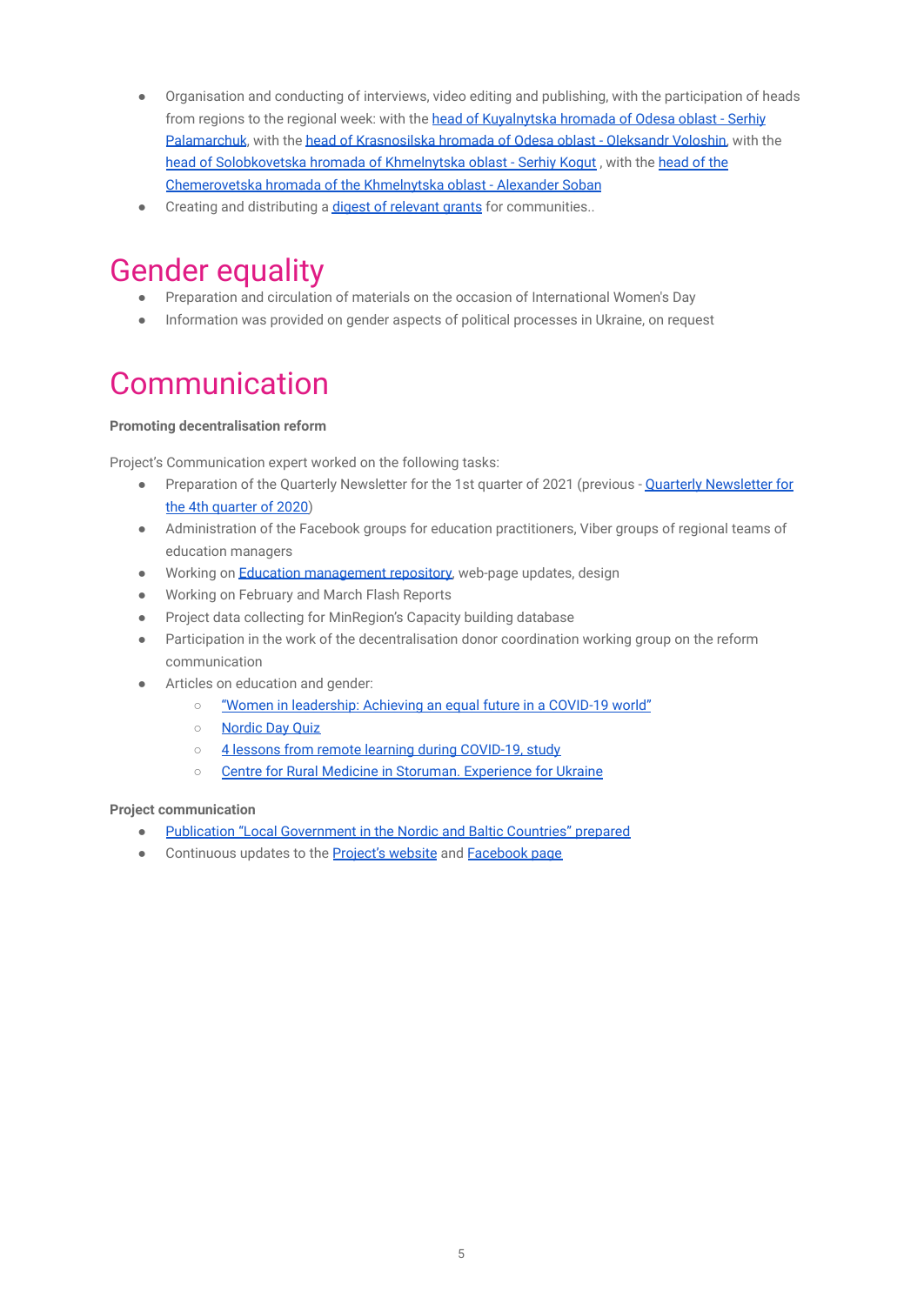- Organisation and conducting of interviews, video editing and publishing, with the participation of heads from regions to the regional week: with the head of Kuyalnytska hromada of Odesa oblast - Serhiy Palamarchuk, with the head of Krasnosilska hromada of Odesa oblast - Oleksandr Voloshin, with the head of Solobkovetska hromada of Khmelnytska oblast - Serhiy Kogut , with the head of the Chemerovetska hromada of the Khmelnytska oblast - Alexander Soban
- Creating and distributing a digest of relevant grants for communities..

# Gender equality

- Preparation and circulation of materials on the occasion of International Women's Day
- Information was provided on gender aspects of political processes in Ukraine, on request

# Communication

**Promoting decentralisation reform**

Project's Communication expert worked on the following tasks:

- Preparation of the Quarterly Newsletter for the 1st quarter of 2021 (previous - Quarterly Newsletter for the 4th quarter of 2020)
- Administration of the Facebook groups for education practitioners, Viber groups of regional teams of education managers
- Working on Education management repository, web-page updates, design
- Working on February and March Flash Reports
- Project data collecting for MinRegion's Capacity building database
- Participation in the work of the decentralisation donor coordination working group on the reform communication
- Articles on education and gender:
    - "Women in leadership: Achieving an equal future in a COVID-19 world"
    - Nordic Day Quiz
    - 4 lessons from remote learning during COVID-19, study
    - Centre for Rural Medicine in Storuman. Experience for Ukraine

**Project communication**

- Publication "Local Government in the Nordic and Baltic Countries" prepared
- Continuous updates to the Project's website and Facebook page